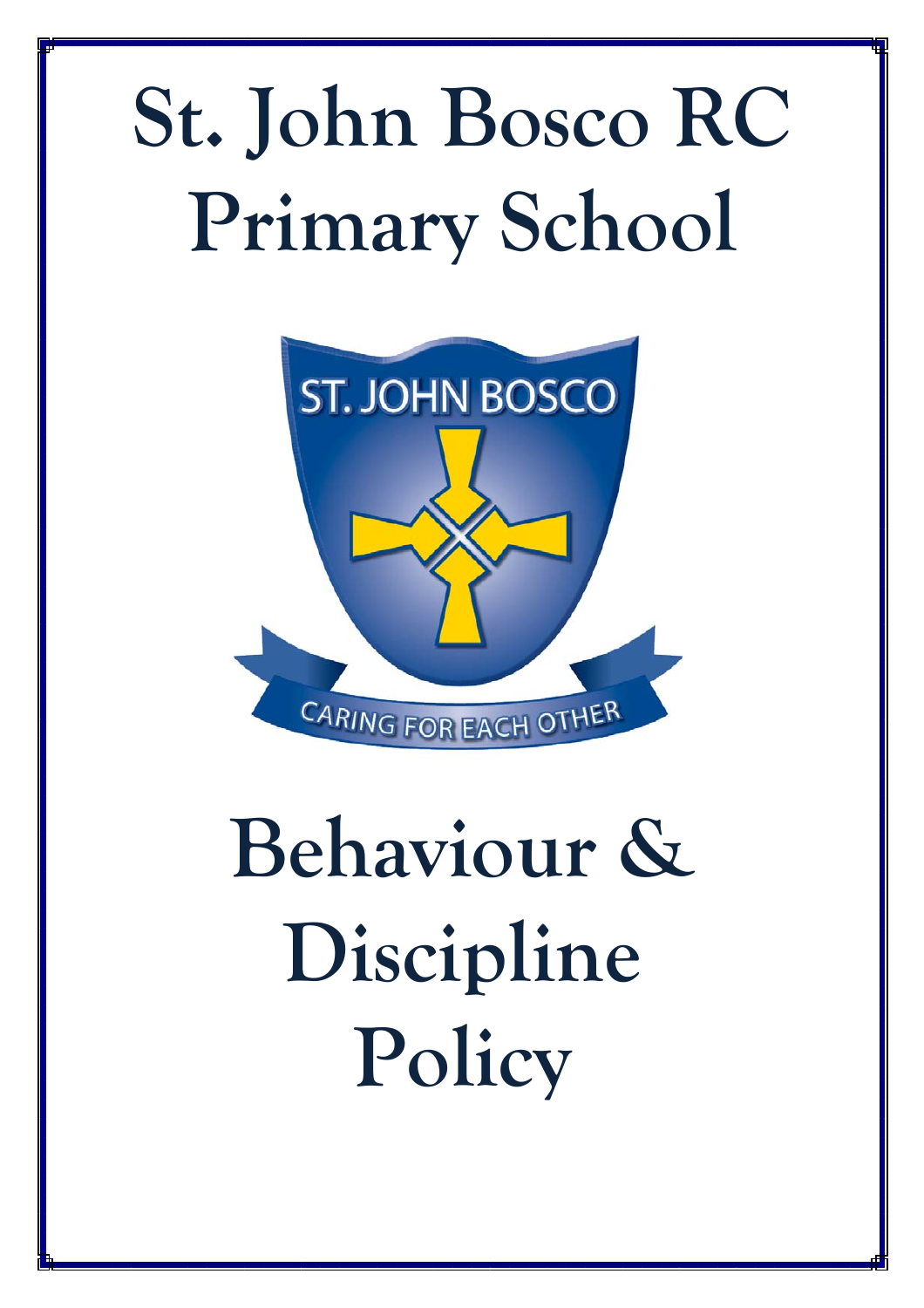# St. John Bosco RC Primary School

ST. JOHN BOSCO

CARING FOR EACH OTHER

# Behaviour & Discipline Policy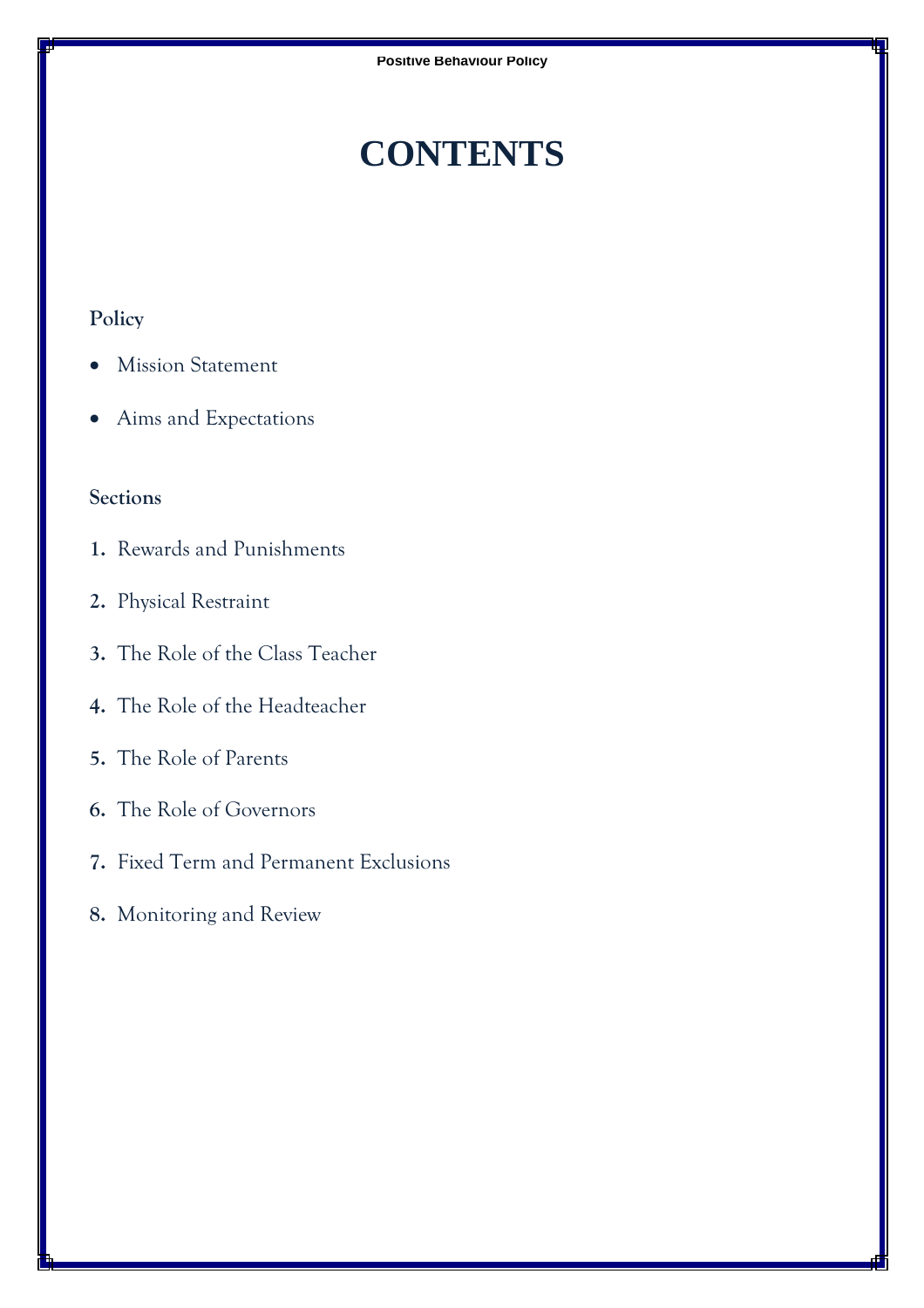# CONTENTS

**Policy**

- Mission Statement
- Aims and Expectations

**Sections**

1. Rewards and Punishments
2. Physical Restraint
3. The Role of the Class Teacher
4. The Role of the Headteacher
5. The Role of Parents
6. The Role of Governors
7. Fixed Term and Permanent Exclusions
8. Monitoring and Review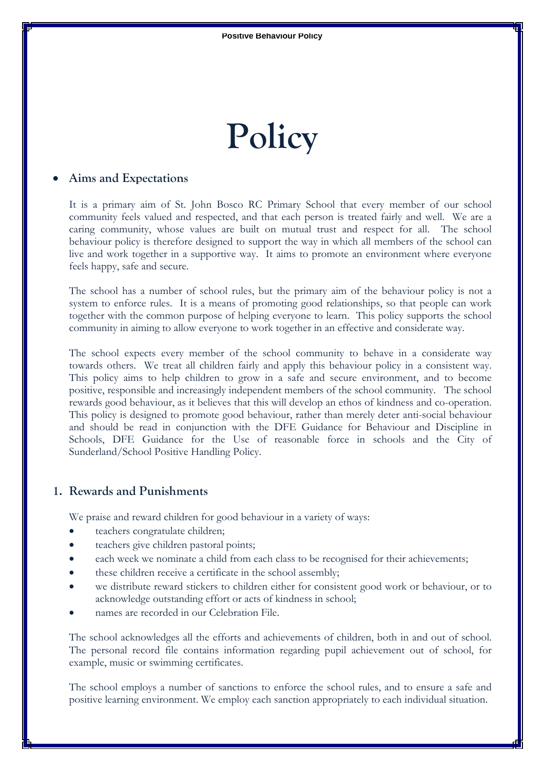# Policy

- **Aims and Expectations**

It is a primary aim of St. John Bosco RC Primary School that every member of our school community feels valued and respected, and that each person is treated fairly and well. We are a caring community, whose values are built on mutual trust and respect for all. The school behaviour policy is therefore designed to support the way in which all members of the school can live and work together in a supportive way. It aims to promote an environment where everyone feels happy, safe and secure.

The school has a number of school rules, but the primary aim of the behaviour policy is not a system to enforce rules. It is a means of promoting good relationships, so that people can work together with the common purpose of helping everyone to learn. This policy supports the school community in aiming to allow everyone to work together in an effective and considerate way.

The school expects every member of the school community to behave in a considerate way towards others. We treat all children fairly and apply this behaviour policy in a consistent way. This policy aims to help children to grow in a safe and secure environment, and to become positive, responsible and increasingly independent members of the school community. The school rewards good behaviour, as it believes that this will develop an ethos of kindness and co-operation. This policy is designed to promote good behaviour, rather than merely deter anti-social behaviour and should be read in conjunction with the DFE Guidance for Behaviour and Discipline in Schools, DFE Guidance for the Use of reasonable force in schools and the City of Sunderland/School Positive Handling Policy.

## 1. Rewards and Punishments

We praise and reward children for good behaviour in a variety of ways:

- teachers congratulate children;
- teachers give children pastoral points;
- each week we nominate a child from each class to be recognised for their achievements;
- these children receive a certificate in the school assembly;
- we distribute reward stickers to children either for consistent good work or behaviour, or to acknowledge outstanding effort or acts of kindness in school;
- names are recorded in our Celebration File.

The school acknowledges all the efforts and achievements of children, both in and out of school. The personal record file contains information regarding pupil achievement out of school, for example, music or swimming certificates.

The school employs a number of sanctions to enforce the school rules, and to ensure a safe and positive learning environment. We employ each sanction appropriately to each individual situation.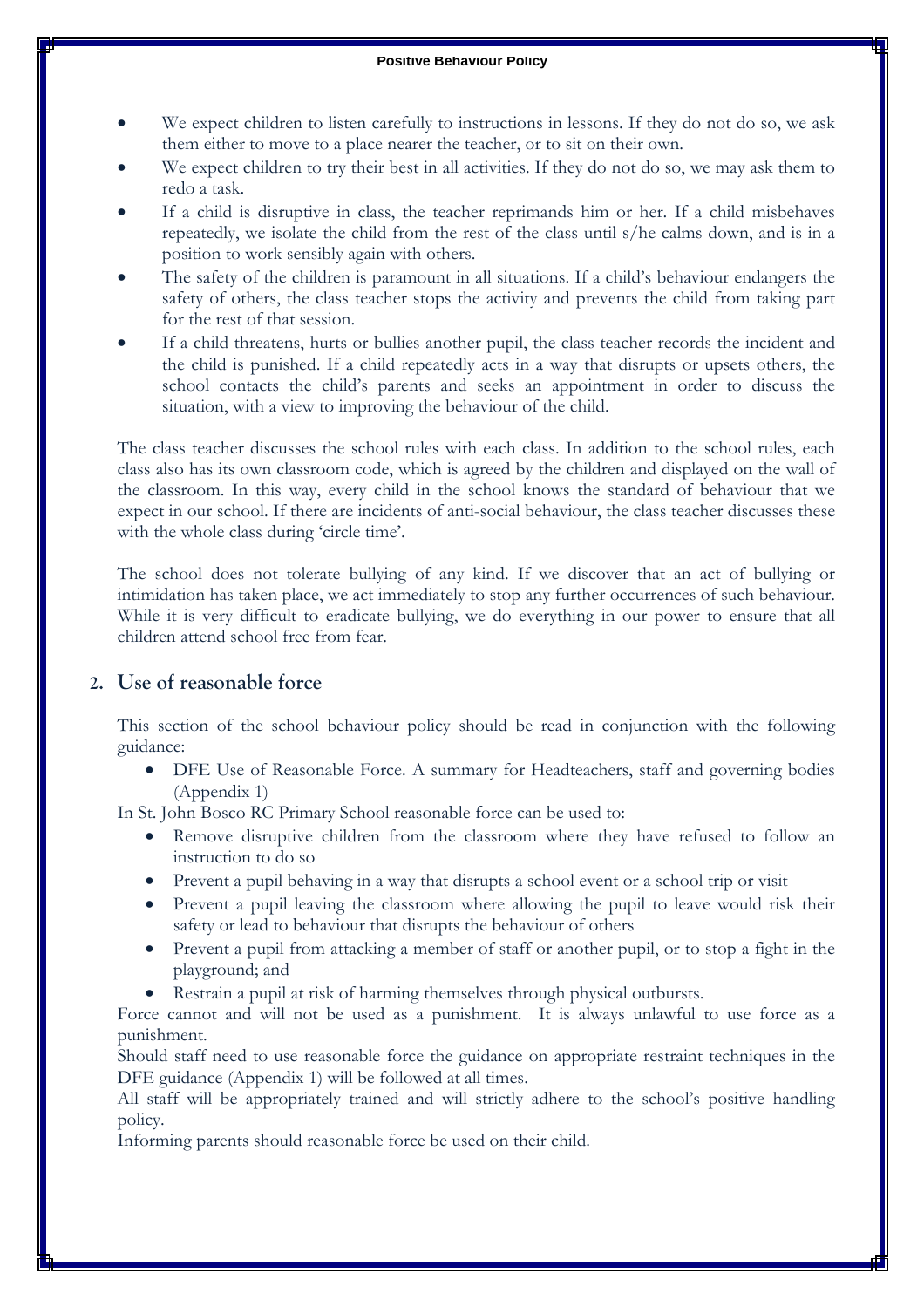- We expect children to listen carefully to instructions in lessons. If they do not do so, we ask them either to move to a place nearer the teacher, or to sit on their own.
- We expect children to try their best in all activities. If they do not do so, we may ask them to redo a task.
- If a child is disruptive in class, the teacher reprimands him or her. If a child misbehaves repeatedly, we isolate the child from the rest of the class until s/he calms down, and is in a position to work sensibly again with others.
- The safety of the children is paramount in all situations. If a child's behaviour endangers the safety of others, the class teacher stops the activity and prevents the child from taking part for the rest of that session.
- If a child threatens, hurts or bullies another pupil, the class teacher records the incident and the child is punished. If a child repeatedly acts in a way that disrupts or upsets others, the school contacts the child's parents and seeks an appointment in order to discuss the situation, with a view to improving the behaviour of the child.

The class teacher discusses the school rules with each class. In addition to the school rules, each class also has its own classroom code, which is agreed by the children and displayed on the wall of the classroom. In this way, every child in the school knows the standard of behaviour that we expect in our school. If there are incidents of anti-social behaviour, the class teacher discusses these with the whole class during 'circle time'.

The school does not tolerate bullying of any kind. If we discover that an act of bullying or intimidation has taken place, we act immediately to stop any further occurrences of such behaviour. While it is very difficult to eradicate bullying, we do everything in our power to ensure that all children attend school free from fear.

## 2. Use of reasonable force

This section of the school behaviour policy should be read in conjunction with the following guidance:

- DFE Use of Reasonable Force. A summary for Headteachers, staff and governing bodies (Appendix 1)

In St. John Bosco RC Primary School reasonable force can be used to:

- Remove disruptive children from the classroom where they have refused to follow an instruction to do so
- Prevent a pupil behaving in a way that disrupts a school event or a school trip or visit
- Prevent a pupil leaving the classroom where allowing the pupil to leave would risk their safety or lead to behaviour that disrupts the behaviour of others
- Prevent a pupil from attacking a member of staff or another pupil, or to stop a fight in the playground; and
- Restrain a pupil at risk of harming themselves through physical outbursts.

Force cannot and will not be used as a punishment. It is always unlawful to use force as a punishment.

Should staff need to use reasonable force the guidance on appropriate restraint techniques in the DFE guidance (Appendix 1) will be followed at all times.

All staff will be appropriately trained and will strictly adhere to the school's positive handling policy.

Informing parents should reasonable force be used on their child.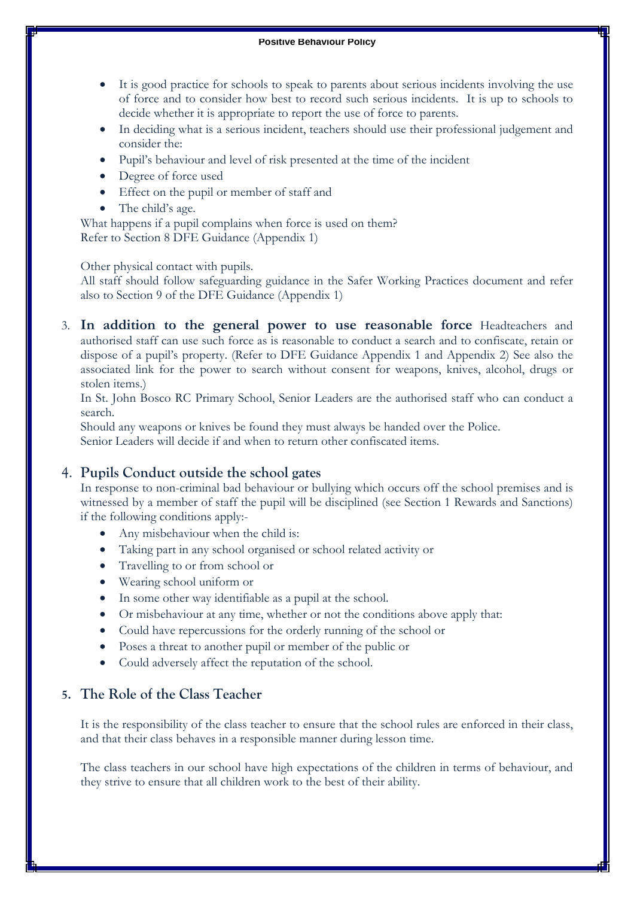- It is good practice for schools to speak to parents about serious incidents involving the use of force and to consider how best to record such serious incidents. It is up to schools to decide whether it is appropriate to report the use of force to parents.
- In deciding what is a serious incident, teachers should use their professional judgement and consider the:
- Pupil's behaviour and level of risk presented at the time of the incident
- Degree of force used
- Effect on the pupil or member of staff and
- The child's age.

What happens if a pupil complains when force is used on them?
Refer to Section 8 DFE Guidance (Appendix 1)

Other physical contact with pupils.
All staff should follow safeguarding guidance in the Safer Working Practices document and refer also to Section 9 of the DFE Guidance (Appendix 1)

3. **In addition to the general power to use reasonable force** Headteachers and authorised staff can use such force as is reasonable to conduct a search and to confiscate, retain or dispose of a pupil's property. (Refer to DFE Guidance Appendix 1 and Appendix 2) See also the associated link for the power to search without consent for weapons, knives, alcohol, drugs or stolen items.)
In St. John Bosco RC Primary School, Senior Leaders are the authorised staff who can conduct a search.
Should any weapons or knives be found they must always be handed over the Police.
Senior Leaders will decide if and when to return other confiscated items.

## 4. Pupils Conduct outside the school gates

In response to non-criminal bad behaviour or bullying which occurs off the school premises and is witnessed by a member of staff the pupil will be disciplined (see Section 1 Rewards and Sanctions) if the following conditions apply:-

- Any misbehaviour when the child is:
- Taking part in any school organised or school related activity or
- Travelling to or from school or
- Wearing school uniform or
- In some other way identifiable as a pupil at the school.
- Or misbehaviour at any time, whether or not the conditions above apply that:
- Could have repercussions for the orderly running of the school or
- Poses a threat to another pupil or member of the public or
- Could adversely affect the reputation of the school.

## 5. The Role of the Class Teacher

It is the responsibility of the class teacher to ensure that the school rules are enforced in their class, and that their class behaves in a responsible manner during lesson time.

The class teachers in our school have high expectations of the children in terms of behaviour, and they strive to ensure that all children work to the best of their ability.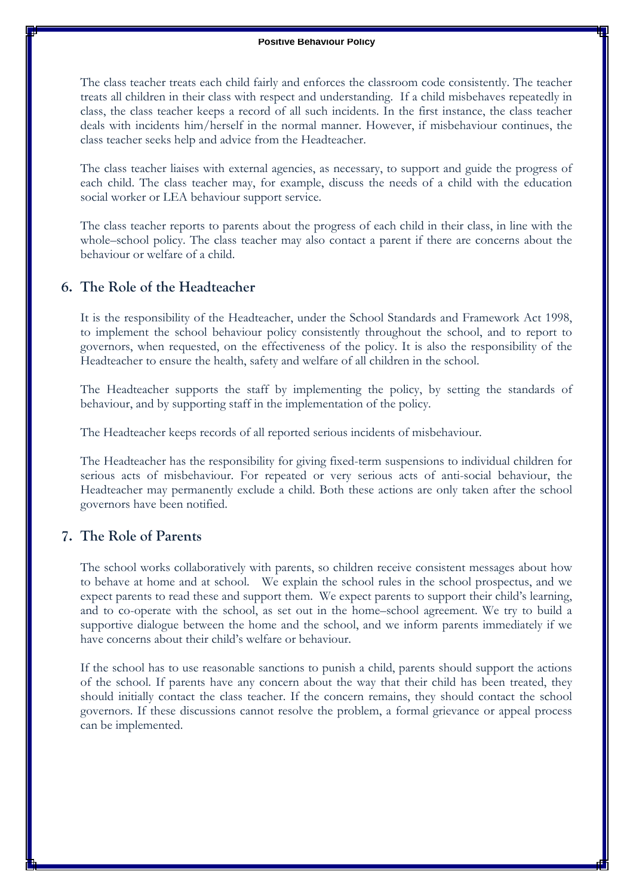The class teacher treats each child fairly and enforces the classroom code consistently. The teacher treats all children in their class with respect and understanding. If a child misbehaves repeatedly in class, the class teacher keeps a record of all such incidents. In the first instance, the class teacher deals with incidents him/herself in the normal manner. However, if misbehaviour continues, the class teacher seeks help and advice from the Headteacher.

The class teacher liaises with external agencies, as necessary, to support and guide the progress of each child. The class teacher may, for example, discuss the needs of a child with the education social worker or LEA behaviour support service.

The class teacher reports to parents about the progress of each child in their class, in line with the whole–school policy. The class teacher may also contact a parent if there are concerns about the behaviour or welfare of a child.

## 6. The Role of the Headteacher

It is the responsibility of the Headteacher, under the School Standards and Framework Act 1998, to implement the school behaviour policy consistently throughout the school, and to report to governors, when requested, on the effectiveness of the policy. It is also the responsibility of the Headteacher to ensure the health, safety and welfare of all children in the school.

The Headteacher supports the staff by implementing the policy, by setting the standards of behaviour, and by supporting staff in the implementation of the policy.

The Headteacher keeps records of all reported serious incidents of misbehaviour.

The Headteacher has the responsibility for giving fixed-term suspensions to individual children for serious acts of misbehaviour. For repeated or very serious acts of anti-social behaviour, the Headteacher may permanently exclude a child. Both these actions are only taken after the school governors have been notified.

## 7. The Role of Parents

The school works collaboratively with parents, so children receive consistent messages about how to behave at home and at school. We explain the school rules in the school prospectus, and we expect parents to read these and support them. We expect parents to support their child's learning, and to co-operate with the school, as set out in the home–school agreement. We try to build a supportive dialogue between the home and the school, and we inform parents immediately if we have concerns about their child's welfare or behaviour.

If the school has to use reasonable sanctions to punish a child, parents should support the actions of the school. If parents have any concern about the way that their child has been treated, they should initially contact the class teacher. If the concern remains, they should contact the school governors. If these discussions cannot resolve the problem, a formal grievance or appeal process can be implemented.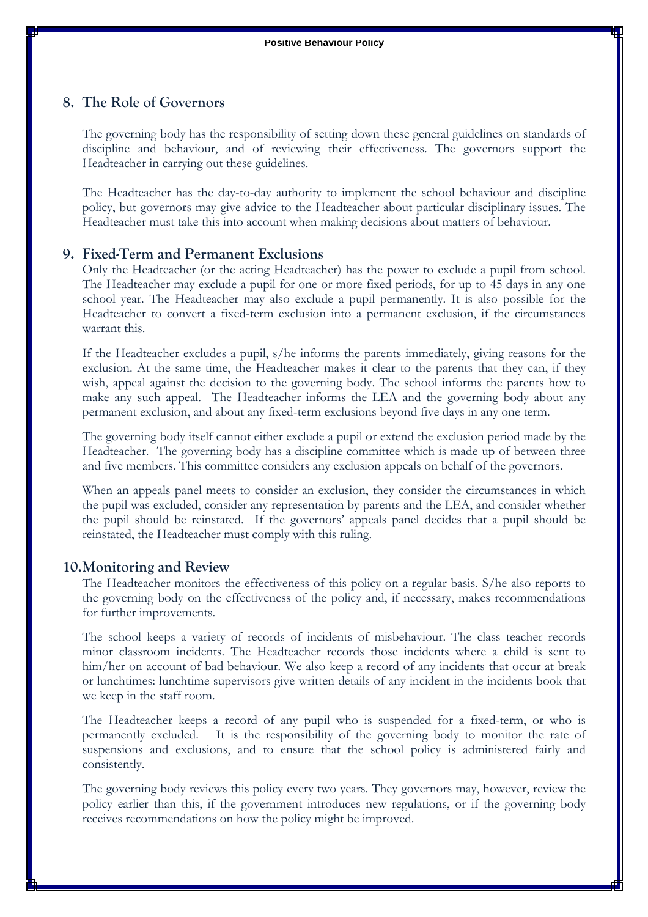## 8. The Role of Governors

The governing body has the responsibility of setting down these general guidelines on standards of discipline and behaviour, and of reviewing their effectiveness. The governors support the Headteacher in carrying out these guidelines.

The Headteacher has the day-to-day authority to implement the school behaviour and discipline policy, but governors may give advice to the Headteacher about particular disciplinary issues. The Headteacher must take this into account when making decisions about matters of behaviour.

## 9. Fixed-Term and Permanent Exclusions

Only the Headteacher (or the acting Headteacher) has the power to exclude a pupil from school. The Headteacher may exclude a pupil for one or more fixed periods, for up to 45 days in any one school year. The Headteacher may also exclude a pupil permanently. It is also possible for the Headteacher to convert a fixed-term exclusion into a permanent exclusion, if the circumstances warrant this.

If the Headteacher excludes a pupil, s/he informs the parents immediately, giving reasons for the exclusion. At the same time, the Headteacher makes it clear to the parents that they can, if they wish, appeal against the decision to the governing body. The school informs the parents how to make any such appeal. The Headteacher informs the LEA and the governing body about any permanent exclusion, and about any fixed-term exclusions beyond five days in any one term.

The governing body itself cannot either exclude a pupil or extend the exclusion period made by the Headteacher. The governing body has a discipline committee which is made up of between three and five members. This committee considers any exclusion appeals on behalf of the governors.

When an appeals panel meets to consider an exclusion, they consider the circumstances in which the pupil was excluded, consider any representation by parents and the LEA, and consider whether the pupil should be reinstated. If the governors' appeals panel decides that a pupil should be reinstated, the Headteacher must comply with this ruling.

## 10. Monitoring and Review

The Headteacher monitors the effectiveness of this policy on a regular basis. S/he also reports to the governing body on the effectiveness of the policy and, if necessary, makes recommendations for further improvements.

The school keeps a variety of records of incidents of misbehaviour. The class teacher records minor classroom incidents. The Headteacher records those incidents where a child is sent to him/her on account of bad behaviour. We also keep a record of any incidents that occur at break or lunchtimes: lunchtime supervisors give written details of any incident in the incidents book that we keep in the staff room.

The Headteacher keeps a record of any pupil who is suspended for a fixed-term, or who is permanently excluded. It is the responsibility of the governing body to monitor the rate of suspensions and exclusions, and to ensure that the school policy is administered fairly and consistently.

The governing body reviews this policy every two years. They governors may, however, review the policy earlier than this, if the government introduces new regulations, or if the governing body receives recommendations on how the policy might be improved.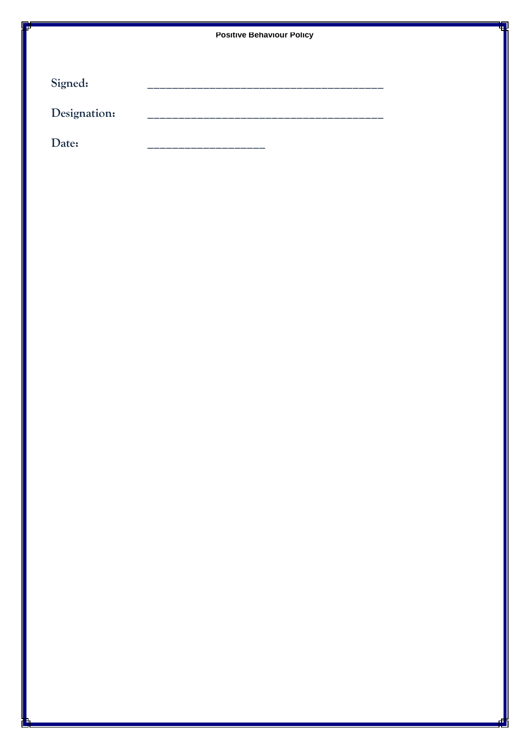**Signed:** ________________________________________

**Designation:** ________________________________________

**Date:** ____________________